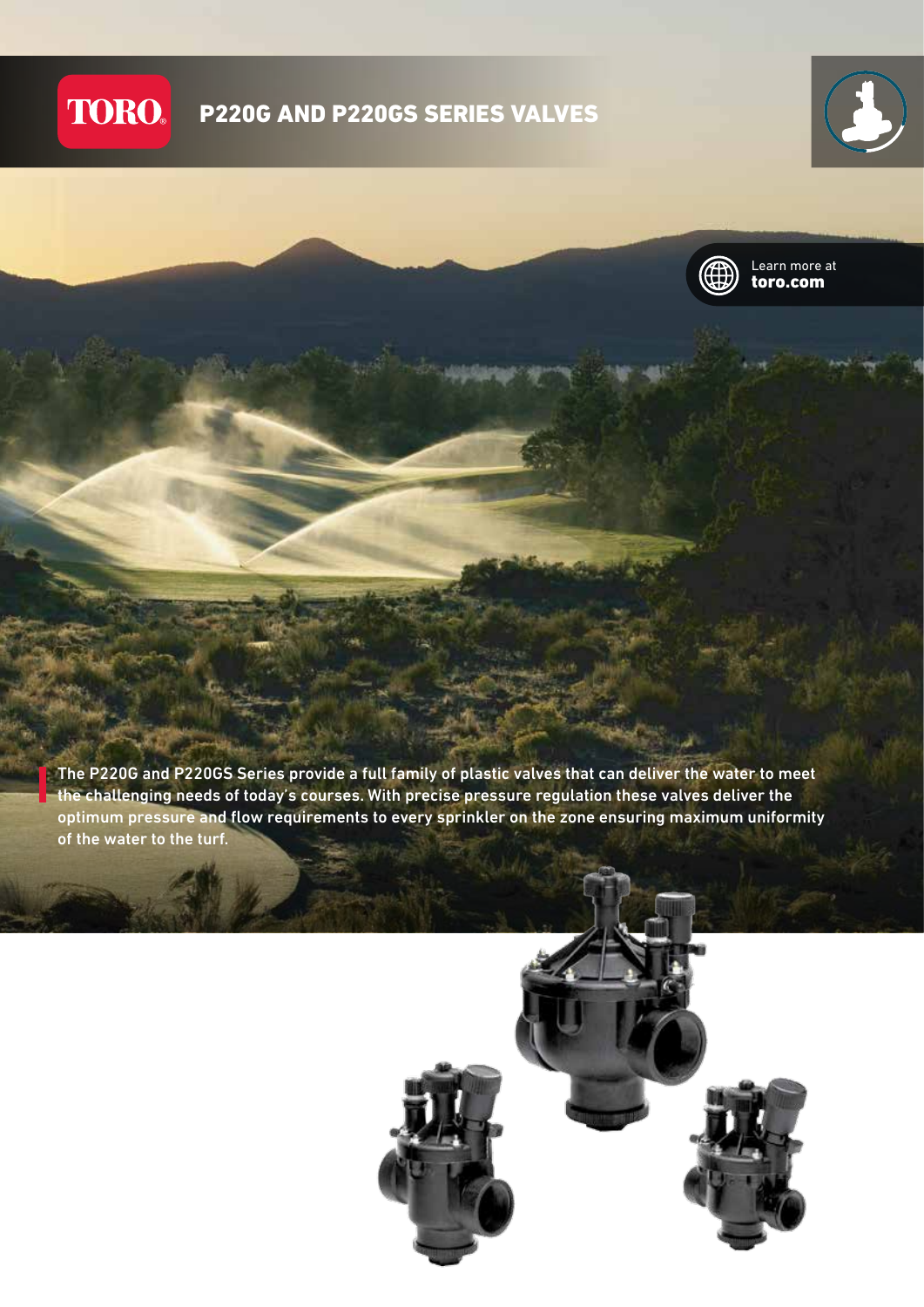TORO

# P220G AND P220GS SERIES VALVES

Learn more at
**toro.com**

The P220G and P220GS Series provide a full family of plastic valves that can deliver the water to meet the challenging needs of today's courses. With precise pressure regulation these valves deliver the optimum pressure and flow requirements to every sprinkler on the zone ensuring maximum uniformity of the water to the turf.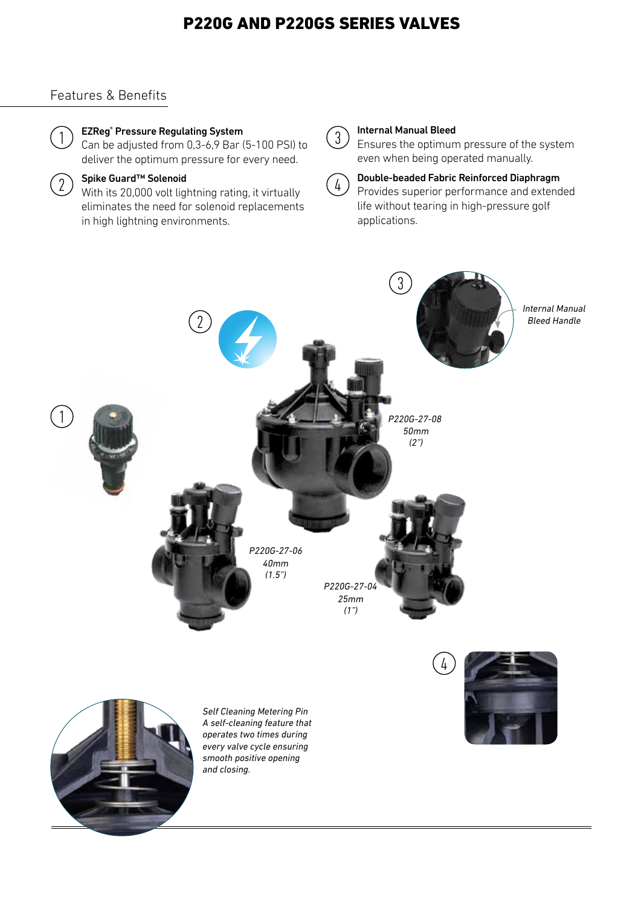# P220G AND P220GS SERIES VALVES

## Features & Benefits

1. **EZReg® Pressure Regulating System**
   Can be adjusted from 0,3-6,9 Bar (5-100 PSI) to deliver the optimum pressure for every need.

2. **Spike Guard™ Solenoid**
   With its 20,000 volt lightning rating, it virtually eliminates the need for solenoid replacements in high lightning environments.

3. **Internal Manual Bleed**
   Ensures the optimum pressure of the system even when being operated manually.

4. **Double-beaded Fabric Reinforced Diaphragm**
   Provides superior performance and extended life without tearing in high-pressure golf applications.

*Internal Manual Bleed Handle*

*P220G-27-08*
*50mm*
*(2")*

*P220G-27-06*
*40mm*
*(1.5")*

*P220G-27-04*
*25mm*
*(1")*

*Self Cleaning Metering Pin*
*A self-cleaning feature that operates two times during every valve cycle ensuring smooth positive opening and closing.*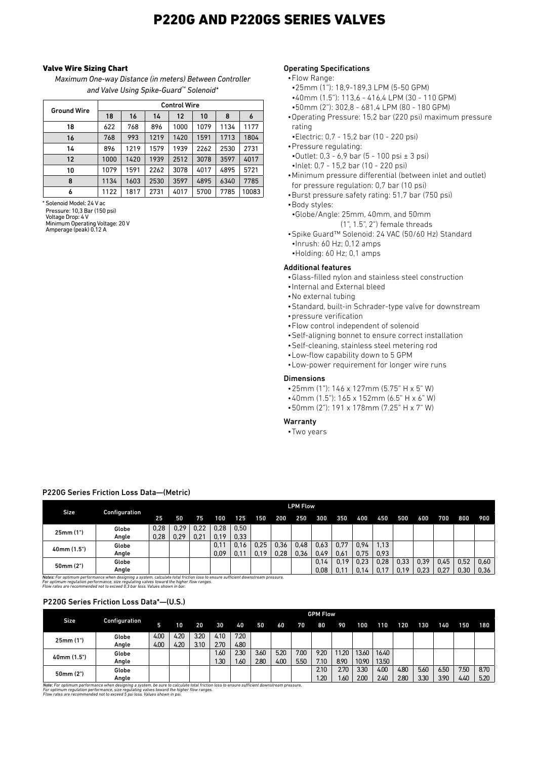# P220G AND P220GS SERIES VALVES

### Valve Wire Sizing Chart

*Maximum One-way Distance (in meters) Between Controller and Valve Using Spike-Guard™ Solenoid\**

| Ground Wire | Control Wire | | | | | | |
|---|---|---|---|---|---|---|---|
| | 18 | 16 | 14 | 12 | 10 | 8 | 6 |
| 18 | 622 | 768 | 896 | 1000 | 1079 | 1134 | 1177 |
| 16 | 768 | 993 | 1219 | 1420 | 1591 | 1713 | 1804 |
| 14 | 896 | 1219 | 1579 | 1939 | 2262 | 2530 | 2731 |
| 12 | 1000 | 1420 | 1939 | 2512 | 3078 | 3597 | 4017 |
| 10 | 1079 | 1591 | 2262 | 3078 | 4017 | 4895 | 5721 |
| 8 | 1134 | 1603 | 2530 | 3597 | 4895 | 6340 | 7785 |
| 6 | 1122 | 1817 | 2731 | 4017 | 5700 | 7785 | 10083 |

\* Solenoid Model: 24 V ac
Pressure: 10,3 Bar (150 psi)
Voltage Drop: 4 V
Minimum Operating Voltage: 20 V
Amperage (peak) 0.12 A

### Operating Specifications

- Flow Range:
  - 25mm (1"): 18,9-189,3 LPM (5-50 GPM)
  - 40mm (1.5"): 113,6 - 416,4 LPM (30 - 110 GPM)
  - 50mm (2"): 302,8 - 681,4 LPM (80 - 180 GPM)
- Operating Pressure: 15,2 bar (220 psi) maximum pressure rating
  - Electric: 0,7 - 15,2 bar (10 - 220 psi)
- Pressure regulating:
  - Outlet: 0,3 - 6,9 bar (5 - 100 psi ± 3 psi)
  - Inlet: 0,7 - 15,2 bar (10 - 220 psi)
- Minimum pressure differential (between inlet and outlet) for pressure regulation: 0,7 bar (10 psi)
- Burst pressure safety rating: 51,7 bar (750 psi)
- Body styles:
  - Globe/Angle: 25mm, 40mm, and 50mm (1", 1.5", 2") female threads
- Spike Guard™ Solenoid: 24 VAC (50/60 Hz) Standard
  - Inrush: 60 Hz; 0,12 amps
  - Holding: 60 Hz; 0,1 amps

### Additional features

- Glass-filled nylon and stainless steel construction
- Internal and External bleed
- No external tubing
- Standard, built-in Schrader-type valve for downstream
- pressure verification
- Flow control independent of solenoid
- Self-aligning bonnet to ensure correct installation
- Self-cleaning, stainless steel metering rod
- Low-flow capability down to 5 GPM
- Low-power requirement for longer wire runs

### Dimensions

- 25mm (1"): 146 x 127mm (5.75" H x 5" W)
- 40mm (1.5"): 165 x 152mm (6.5" H x 6" W)
- 50mm (2"): 191 x 178mm (7.25" H x 7" W)

### Warranty

- Two years

### P220G Series Friction Loss Data—(Metric)

| Size | Configuration | LPM Flow | | | | | | | | | | | | | | | | |
|---|---|---|---|---|---|---|---|---|---|---|---|---|---|---|---|---|---|---|
| | | 25 | 50 | 75 | 100 | 125 | 150 | 200 | 250 | 300 | 350 | 400 | 450 | 500 | 600 | 700 | 800 | 900 |
| 25mm (1") | Globe | 0,28 | 0,29 | 0,22 | 0,28 | 0,50 | | | | | | | | | | | | |
| | Angle | 0,28 | 0,29 | 0,21 | 0,19 | 0,33 | | | | | | | | | | | | |
| 40mm (1.5") | Globe | | | | 0,11 | 0,16 | 0,25 | 0,36 | 0,48 | 0,63 | 0,77 | 0,94 | 1,13 | | | | | |
| | Angle | | | | 0,09 | 0,11 | 0,19 | 0,28 | 0,36 | 0,49 | 0,61 | 0,75 | 0,93 | | | | | |
| 50mm (2") | Globe | | | | | | | | | 0,14 | 0,19 | 0,23 | 0,28 | 0,33 | 0,39 | 0,45 | 0,52 | 0,60 |
| | Angle | | | | | | | | | 0,08 | 0,11 | 0,14 | 0,17 | 0,19 | 0,23 | 0,27 | 0,30 | 0,36 |

*Notes: For optimum performance when designing a system, calculate total friction loss to ensure sufficient downstream pressure.*
*For optimum regulation performance, size regulating valves toward the higher flow ranges.*
*Flow rates are recommended not to exceed 0,3 bar loss. Values shown in bar.*

### P220G Series Friction Loss Data\*—(U.S.)

| Size | Configuration | GPM Flow | | | | | | | | | | | | | | | | |
|---|---|---|---|---|---|---|---|---|---|---|---|---|---|---|---|---|---|---|
| | | 5 | 10 | 20 | 30 | 40 | 50 | 60 | 70 | 80 | 90 | 100 | 110 | 120 | 130 | 140 | 150 | 180 |
| 25mm (1") | Globe | 4.00 | 4.20 | 3.20 | 4.10 | 7.20 | | | | | | | | | | | | |
| | Angle | 4.00 | 4.20 | 3.10 | 2.70 | 4.80 | | | | | | | | | | | | |
| 40mm (1.5") | Globe | | | | 1.60 | 2.30 | 3.60 | 5.20 | 7.00 | 9.20 | 11.20 | 13.60 | 16.40 | | | | | |
| | Angle | | | | 1.30 | 1.60 | 2.80 | 4.00 | 5.50 | 7.10 | 8.90 | 10.90 | 13.50 | | | | | |
| 50mm (2") | Globe | | | | | | | | | 2.10 | 2.70 | 3.30 | 4.00 | 4.80 | 5.60 | 6.50 | 7.50 | 8.70 |
| | Angle | | | | | | | | | 1.20 | 1.60 | 2.00 | 2.40 | 2.80 | 3.30 | 3.90 | 4.40 | 5.20 |

*Note: For optimum performance when designing a system, be sure to calculate total friction loss to ensure sufficient downstream pressure.*
*For optimum regulation performance, size regulating valves toward the higher flow ranges.*
*Flow rates are recommended not to exceed 5 psi loss. Values shown in psi.*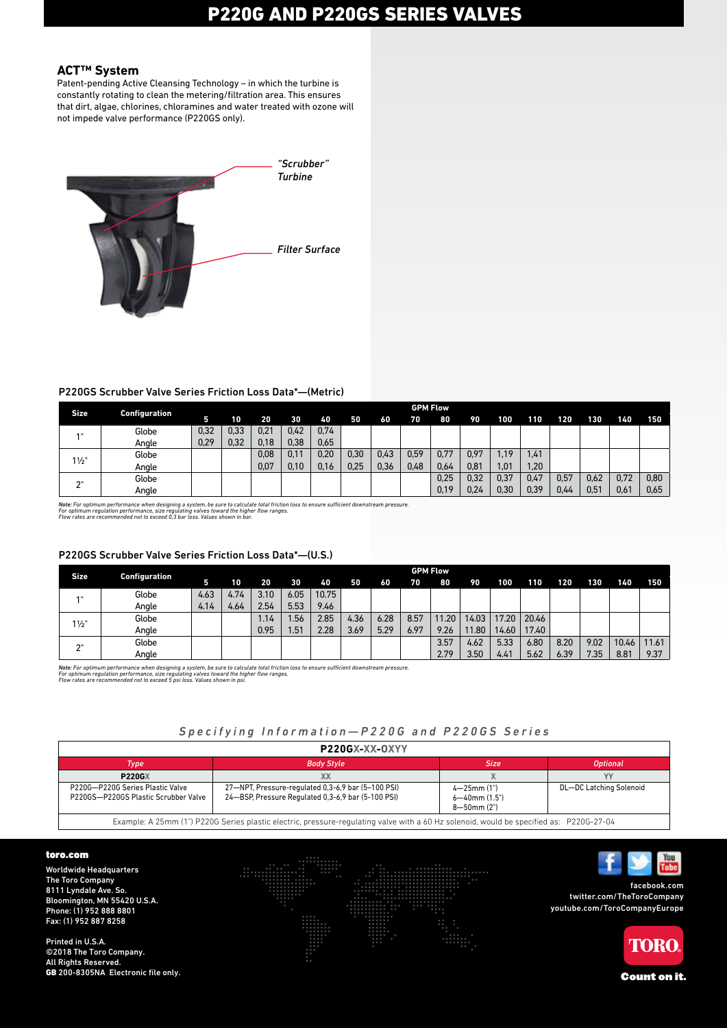# P220G AND P220GS SERIES VALVES

## ACT™ System

Patent-pending Active Cleansing Technology – in which the turbine is constantly rotating to clean the metering/filtration area. This ensures that dirt, algae, chlorines, chloramines and water treated with ozone will not impede valve performance (P220GS only).

*"Scrubber" Turbine*

*Filter Surface*

### P220GS Scrubber Valve Series Friction Loss Data*—(Metric)

| Size | Configuration | GPM Flow | | | | | | | | | | | | | | |
|---|---|---|---|---|---|---|---|---|---|---|---|---|---|---|---|---|
| | | 5 | 10 | 20 | 30 | 40 | 50 | 60 | 70 | 80 | 90 | 100 | 110 | 120 | 130 | 140 | 150 |
| 1" | Globe | 0,32 | 0,33 | 0,21 | 0,42 | 0,74 | | | | | | | | | | | |
| | Angle | 0,29 | 0,32 | 0,18 | 0,38 | 0,65 | | | | | | | | | | | |
| 1½" | Globe | | | 0,08 | 0,11 | 0,20 | 0,30 | 0,43 | 0,59 | 0,77 | 0,97 | 1,19 | 1,41 | | | | |
| | Angle | | | 0,07 | 0,10 | 0,16 | 0,25 | 0,36 | 0,48 | 0,64 | 0,81 | 1,01 | 1,20 | | | | |
| 2" | Globe | | | | | | | | | 0,25 | 0,32 | 0,37 | 0,47 | 0,57 | 0,62 | 0,72 | 0,80 |
| | Angle | | | | | | | | | 0,19 | 0,24 | 0,30 | 0,39 | 0,44 | 0,51 | 0,61 | 0,65 |

*Note: For optimum performance when designing a system, be sure to calculate total friction loss to ensure sufficient downstream pressure.*
*For optimum regulation performance, size regulating valves toward the higher flow ranges.*
*Flow rates are recommended not to exceed 0,3 bar loss. Values shown in bar.*

### P220GS Scrubber Valve Series Friction Loss Data*—(U.S.)

| Size | Configuration | GPM Flow | | | | | | | | | | | | | | |
|---|---|---|---|---|---|---|---|---|---|---|---|---|---|---|---|---|
| | | 5 | 10 | 20 | 30 | 40 | 50 | 60 | 70 | 80 | 90 | 100 | 110 | 120 | 130 | 140 | 150 |
| 1" | Globe | 4.63 | 4.74 | 3.10 | 6.05 | 10.75 | | | | | | | | | | | |
| | Angle | 4.14 | 4.64 | 2.54 | 5.53 | 9.46 | | | | | | | | | | | |
| 1½" | Globe | | | 1.14 | 1.56 | 2.85 | 4.36 | 6.28 | 8.57 | 11.20 | 14.03 | 17.20 | 20.46 | | | | |
| | Angle | | | 0.95 | 1.51 | 2.28 | 3.69 | 5.29 | 6.97 | 9.26 | 11.80 | 14.60 | 17.40 | | | | |
| 2" | Globe | | | | | | | | | 3.57 | 4.62 | 5.33 | 6.80 | 8.20 | 9.02 | 10.46 | 11.61 |
| | Angle | | | | | | | | | 2.79 | 3.50 | 4.41 | 5.62 | 6.39 | 7.35 | 8.81 | 9.37 |

*Note: For optimum performance when designing a system, be sure to calculate total friction loss to ensure sufficient downstream pressure.*
*For optimum regulation performance, size regulating valves toward the higher flow ranges.*
*Flow rates are recommended not to exceed 5 psi loss. Values shown in psi.*

### Specifying Information—P220G and P220GS Series

**P220GX-XX-0XYY**

| Type | Body Style | Size | Optional |
|---|---|---|---|
| **P220GX** | XX | X | YY |
| P220G—P220G Series Plastic Valve<br>P220GS—P220GS Plastic Scrubber Valve | 27—NPT, Pressure-regulated 0,3-6,9 bar (5–100 PSI)<br>24—BSP, Pressure Regulated 0,3-6,9 bar (5-100 PSI) | 4—25mm (1")<br>6—40mm (1.5")<br>8—50mm (2") | DL—DC Latching Solenoid |

Example: A 25mm (1") P220G Series plastic valve, pressure-regulating valve with a 60 Hz solenoid, would be specified as: P220G-27-04

**toro.com**

Worldwide Headquarters
The Toro Company
8111 Lyndale Ave. So.
Bloomington, MN 55420 U.S.A.
Phone: (1) 952 888 8801
Fax: (1) 952 887 8258

Printed in U.S.A.
©2018 The Toro Company.
All Rights Reserved.
**GB** 200-8305NA Electronic file only.

facebook.com
twitter.com/TheToroCompany
youtube.com/ToroCompanyEurope

TORO.
**Count on it.**